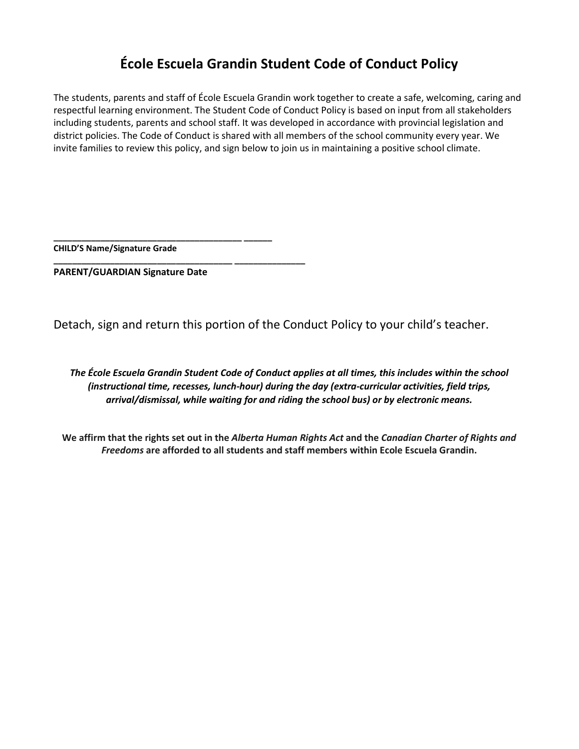# École Escuela Grandin Student Code of Conduct Policy

The students, parents and staff of École Escuela Grandin work together to create a safe, welcoming, caring and respectful learning environment. The Student Code of Conduct Policy is based on input from all stakeholders including students, parents and school staff. It was developed in accordance with provincial legislation and district policies. The Code of Conduct is shared with all members of the school community every year. We invite families to review this policy, and sign below to join us in maintaining a positive school climate.

\_\_\_\_\_\_\_\_\_\_\_\_\_\_\_\_\_\_\_\_\_\_\_\_\_\_\_\_\_\_\_\_\_\_\_\_\_\_ \_\_\_\_\_\_
**CHILD'S Name/Signature Grade**

\_\_\_\_\_\_\_\_\_\_\_\_\_\_\_\_\_\_\_\_\_\_\_\_\_\_\_\_\_\_\_\_\_\_\_\_ \_\_\_\_\_\_\_\_\_\_\_\_\_\_\_
**PARENT/GUARDIAN Signature Date**

Detach, sign and return this portion of the Conduct Policy to your child's teacher.

***The École Escuela Grandin Student Code of Conduct applies at all times, this includes within the school (instructional time, recesses, lunch-hour) during the day (extra-curricular activities, field trips, arrival/dismissal, while waiting for and riding the school bus) or by electronic means.***

**We affirm that the rights set out in the *Alberta Human Rights Act* and the *Canadian Charter of Rights and Freedoms* are afforded to all students and staff members within Ecole Escuela Grandin.**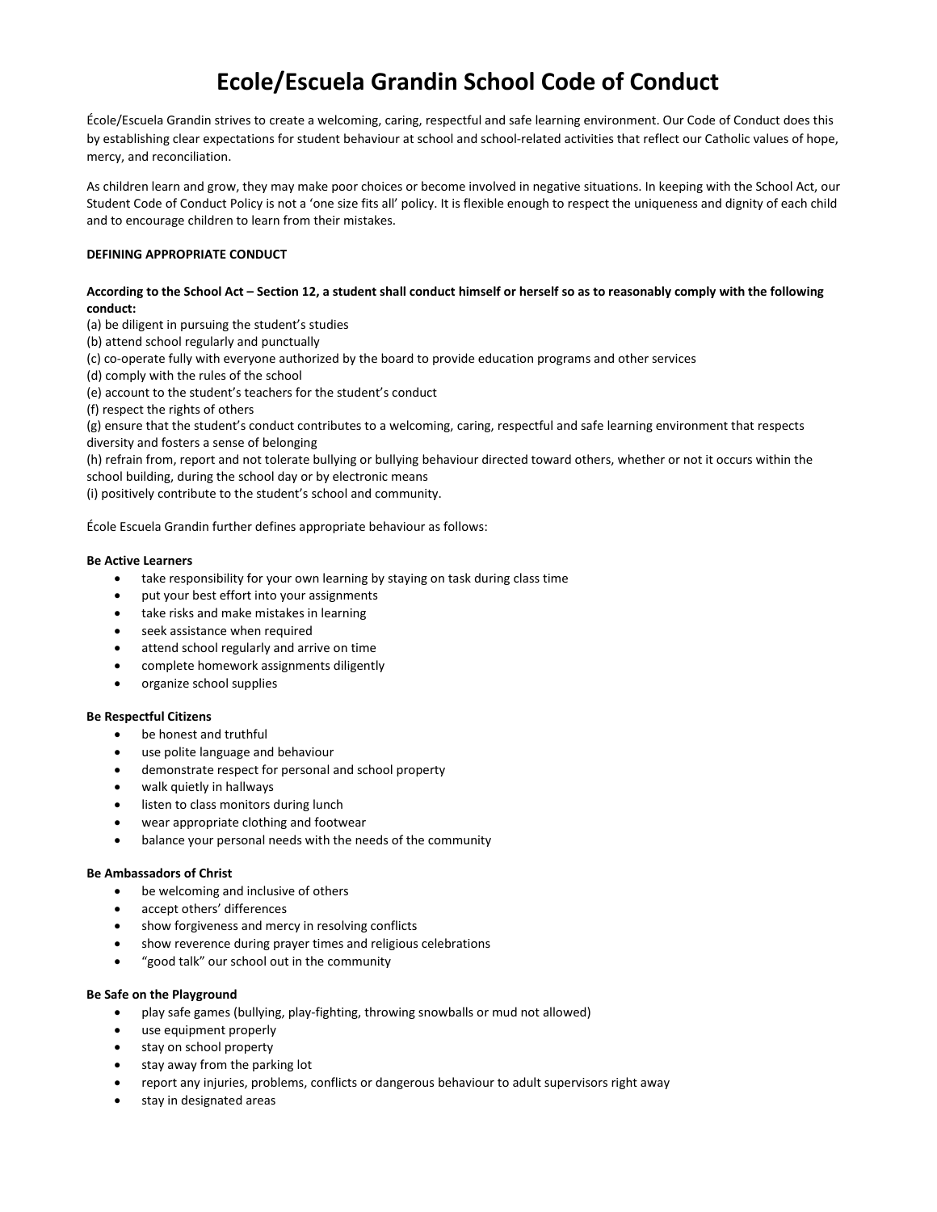# Ecole/Escuela Grandin School Code of Conduct

École/Escuela Grandin strives to create a welcoming, caring, respectful and safe learning environment. Our Code of Conduct does this by establishing clear expectations for student behaviour at school and school-related activities that reflect our Catholic values of hope, mercy, and reconciliation.

As children learn and grow, they may make poor choices or become involved in negative situations. In keeping with the School Act, our Student Code of Conduct Policy is not a 'one size fits all' policy. It is flexible enough to respect the uniqueness and dignity of each child and to encourage children to learn from their mistakes.

**DEFINING APPROPRIATE CONDUCT**

**According to the School Act – Section 12, a student shall conduct himself or herself so as to reasonably comply with the following conduct:**

(a) be diligent in pursuing the student's studies
(b) attend school regularly and punctually
(c) co-operate fully with everyone authorized by the board to provide education programs and other services
(d) comply with the rules of the school
(e) account to the student's teachers for the student's conduct
(f) respect the rights of others
(g) ensure that the student's conduct contributes to a welcoming, caring, respectful and safe learning environment that respects diversity and fosters a sense of belonging
(h) refrain from, report and not tolerate bullying or bullying behaviour directed toward others, whether or not it occurs within the school building, during the school day or by electronic means
(i) positively contribute to the student's school and community.

École Escuela Grandin further defines appropriate behaviour as follows:

**Be Active Learners**

- take responsibility for your own learning by staying on task during class time
- put your best effort into your assignments
- take risks and make mistakes in learning
- seek assistance when required
- attend school regularly and arrive on time
- complete homework assignments diligently
- organize school supplies

**Be Respectful Citizens**

- be honest and truthful
- use polite language and behaviour
- demonstrate respect for personal and school property
- walk quietly in hallways
- listen to class monitors during lunch
- wear appropriate clothing and footwear
- balance your personal needs with the needs of the community

**Be Ambassadors of Christ**

- be welcoming and inclusive of others
- accept others' differences
- show forgiveness and mercy in resolving conflicts
- show reverence during prayer times and religious celebrations
- "good talk" our school out in the community

**Be Safe on the Playground**

- play safe games (bullying, play-fighting, throwing snowballs or mud not allowed)
- use equipment properly
- stay on school property
- stay away from the parking lot
- report any injuries, problems, conflicts or dangerous behaviour to adult supervisors right away
- stay in designated areas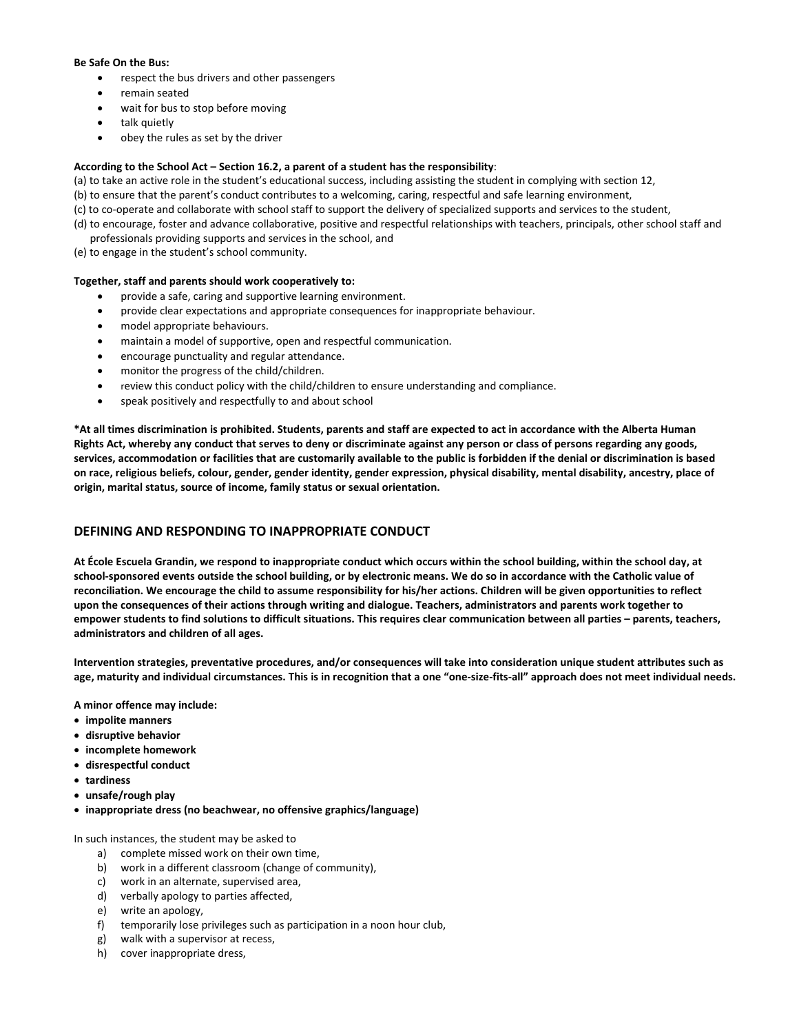**Be Safe On the Bus:**

- respect the bus drivers and other passengers
- remain seated
- wait for bus to stop before moving
- talk quietly
- obey the rules as set by the driver

**According to the School Act – Section 16.2, a parent of a student has the responsibility**:

(a) to take an active role in the student's educational success, including assisting the student in complying with section 12,
(b) to ensure that the parent's conduct contributes to a welcoming, caring, respectful and safe learning environment,
(c) to co-operate and collaborate with school staff to support the delivery of specialized supports and services to the student,
(d) to encourage, foster and advance collaborative, positive and respectful relationships with teachers, principals, other school staff and professionals providing supports and services in the school, and
(e) to engage in the student's school community.

**Together, staff and parents should work cooperatively to:**

- provide a safe, caring and supportive learning environment.
- provide clear expectations and appropriate consequences for inappropriate behaviour.
- model appropriate behaviours.
- maintain a model of supportive, open and respectful communication.
- encourage punctuality and regular attendance.
- monitor the progress of the child/children.
- review this conduct policy with the child/children to ensure understanding and compliance.
- speak positively and respectfully to and about school

**\*At all times discrimination is prohibited. Students, parents and staff are expected to act in accordance with the Alberta Human Rights Act, whereby any conduct that serves to deny or discriminate against any person or class of persons regarding any goods, services, accommodation or facilities that are customarily available to the public is forbidden if the denial or discrimination is based on race, religious beliefs, colour, gender, gender identity, gender expression, physical disability, mental disability, ancestry, place of origin, marital status, source of income, family status or sexual orientation.**

## DEFINING AND RESPONDING TO INAPPROPRIATE CONDUCT

**At École Escuela Grandin, we respond to inappropriate conduct which occurs within the school building, within the school day, at school-sponsored events outside the school building, or by electronic means. We do so in accordance with the Catholic value of reconciliation. We encourage the child to assume responsibility for his/her actions. Children will be given opportunities to reflect upon the consequences of their actions through writing and dialogue. Teachers, administrators and parents work together to empower students to find solutions to difficult situations. This requires clear communication between all parties – parents, teachers, administrators and children of all ages.**

**Intervention strategies, preventative procedures, and/or consequences will take into consideration unique student attributes such as age, maturity and individual circumstances. This is in recognition that a one "one-size-fits-all" approach does not meet individual needs.**

**A minor offence may include:**

- **impolite manners**
- **disruptive behavior**
- **incomplete homework**
- **disrespectful conduct**
- **tardiness**
- **unsafe/rough play**
- **inappropriate dress (no beachwear, no offensive graphics/language)**

In such instances, the student may be asked to

a) complete missed work on their own time,
b) work in a different classroom (change of community),
c) work in an alternate, supervised area,
d) verbally apology to parties affected,
e) write an apology,
f) temporarily lose privileges such as participation in a noon hour club,
g) walk with a supervisor at recess,
h) cover inappropriate dress,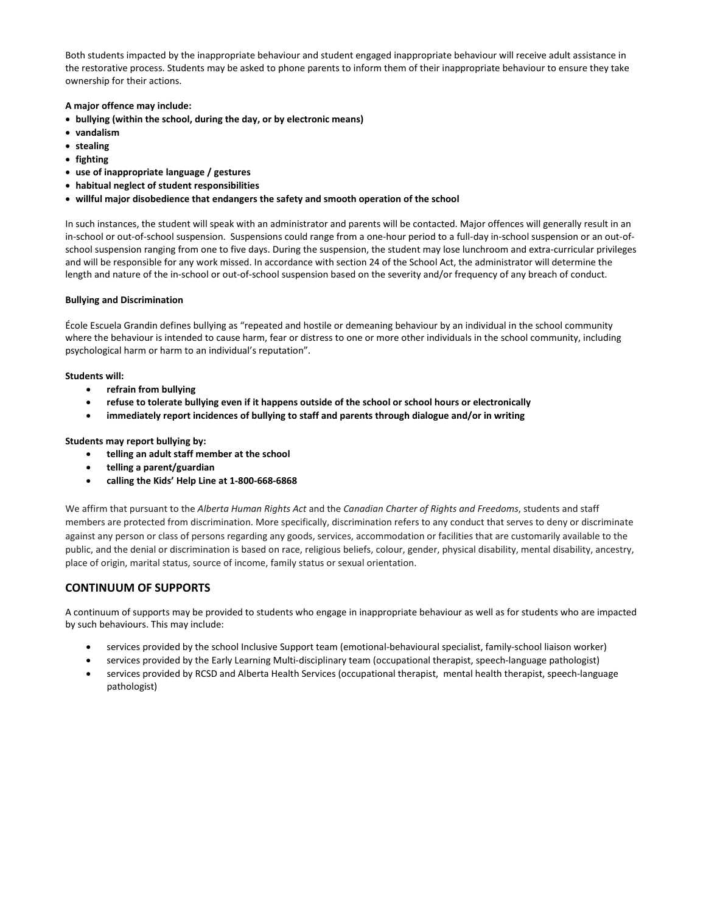Both students impacted by the inappropriate behaviour and student engaged inappropriate behaviour will receive adult assistance in the restorative process. Students may be asked to phone parents to inform them of their inappropriate behaviour to ensure they take ownership for their actions.

**A major offence may include:**

- **bullying (within the school, during the day, or by electronic means)**
- **vandalism**
- **stealing**
- **fighting**
- **use of inappropriate language / gestures**
- **habitual neglect of student responsibilities**
- **willful major disobedience that endangers the safety and smooth operation of the school**

In such instances, the student will speak with an administrator and parents will be contacted. Major offences will generally result in an in-school or out-of-school suspension. Suspensions could range from a one-hour period to a full-day in-school suspension or an out-of-school suspension ranging from one to five days. During the suspension, the student may lose lunchroom and extra-curricular privileges and will be responsible for any work missed. In accordance with section 24 of the School Act, the administrator will determine the length and nature of the in-school or out-of-school suspension based on the severity and/or frequency of any breach of conduct.

**Bullying and Discrimination**

École Escuela Grandin defines bullying as "repeated and hostile or demeaning behaviour by an individual in the school community where the behaviour is intended to cause harm, fear or distress to one or more other individuals in the school community, including psychological harm or harm to an individual's reputation".

**Students will:**

- **refrain from bullying**
- **refuse to tolerate bullying even if it happens outside of the school or school hours or electronically**
- **immediately report incidences of bullying to staff and parents through dialogue and/or in writing**

**Students may report bullying by:**

- **telling an adult staff member at the school**
- **telling a parent/guardian**
- **calling the Kids' Help Line at 1-800-668-6868**

We affirm that pursuant to the *Alberta Human Rights Act* and the *Canadian Charter of Rights and Freedoms*, students and staff members are protected from discrimination. More specifically, discrimination refers to any conduct that serves to deny or discriminate against any person or class of persons regarding any goods, services, accommodation or facilities that are customarily available to the public, and the denial or discrimination is based on race, religious beliefs, colour, gender, physical disability, mental disability, ancestry, place of origin, marital status, source of income, family status or sexual orientation.

## CONTINUUM OF SUPPORTS

A continuum of supports may be provided to students who engage in inappropriate behaviour as well as for students who are impacted by such behaviours. This may include:

- services provided by the school Inclusive Support team (emotional-behavioural specialist, family-school liaison worker)
- services provided by the Early Learning Multi-disciplinary team (occupational therapist, speech-language pathologist)
- services provided by RCSD and Alberta Health Services (occupational therapist, mental health therapist, speech-language pathologist)